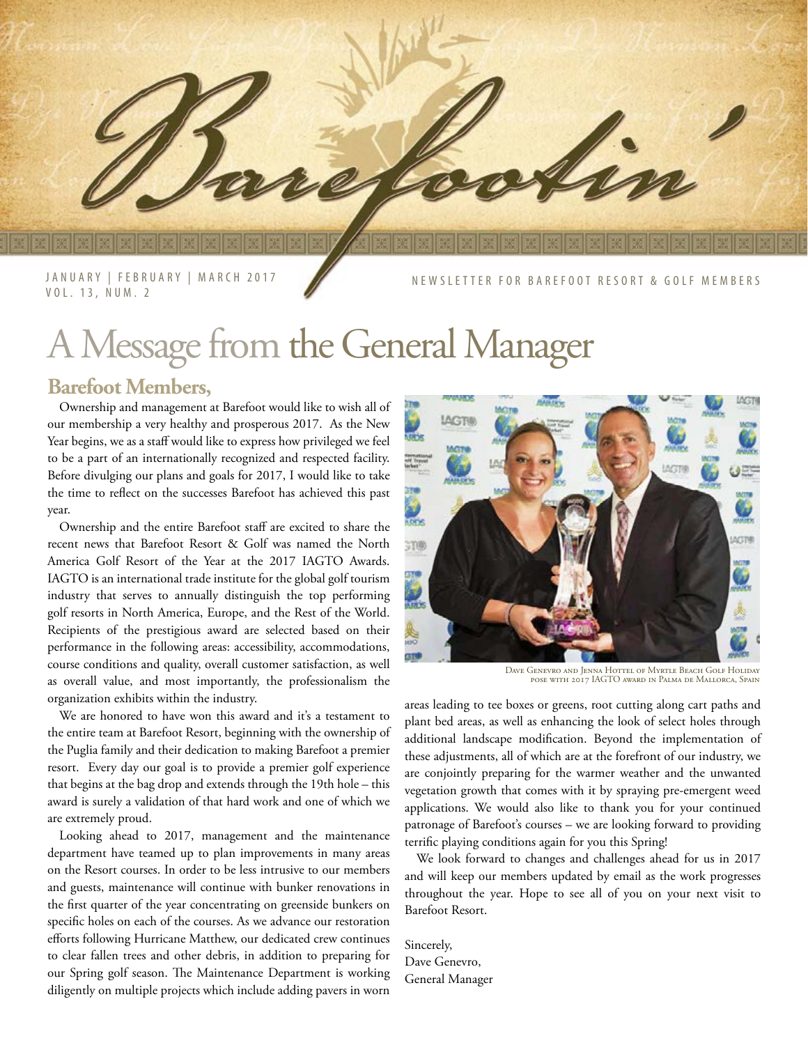# Barefootin'

JANUARY | FEBRUARY | MARCH 2017
VOL. 13, NUM. 2

NEWSLETTER FOR BAREFOOT RESORT & GOLF MEMBERS

# A Message from the General Manager

## Barefoot Members,

Ownership and management at Barefoot would like to wish all of our membership a very healthy and prosperous 2017. As the New Year begins, we as a staff would like to express how privileged we feel to be a part of an internationally recognized and respected facility. Before divulging our plans and goals for 2017, I would like to take the time to reflect on the successes Barefoot has achieved this past year.

Ownership and the entire Barefoot staff are excited to share the recent news that Barefoot Resort & Golf was named the North America Golf Resort of the Year at the 2017 IAGTO Awards. IAGTO is an international trade institute for the global golf tourism industry that serves to annually distinguish the top performing golf resorts in North America, Europe, and the Rest of the World. Recipients of the prestigious award are selected based on their performance in the following areas: accessibility, accommodations, course conditions and quality, overall customer satisfaction, as well as overall value, and most importantly, the professionalism the organization exhibits within the industry.

We are honored to have won this award and it's a testament to the entire team at Barefoot Resort, beginning with the ownership of the Puglia family and their dedication to making Barefoot a premier resort. Every day our goal is to provide a premier golf experience that begins at the bag drop and extends through the 19th hole – this award is surely a validation of that hard work and one of which we are extremely proud.

Looking ahead to 2017, management and the maintenance department have teamed up to plan improvements in many areas on the Resort courses. In order to be less intrusive to our members and guests, maintenance will continue with bunker renovations in the first quarter of the year concentrating on greenside bunkers on specific holes on each of the courses. As we advance our restoration efforts following Hurricane Matthew, our dedicated crew continues to clear fallen trees and other debris, in addition to preparing for our Spring golf season. The Maintenance Department is working diligently on multiple projects which include adding pavers in worn areas leading to tee boxes or greens, root cutting along cart paths and plant bed areas, as well as enhancing the look of select holes through additional landscape modification. Beyond the implementation of these adjustments, all of which are at the forefront of our industry, we are conjointly preparing for the warmer weather and the unwanted vegetation growth that comes with it by spraying pre-emergent weed applications. We would also like to thank you for your continued patronage of Barefoot's courses – we are looking forward to providing terrific playing conditions again for you this Spring!

Dave Genevro and Jenna Hottel of Myrtle Beach Golf Holiday pose with 2017 IAGTO award in Palma de Mallorca, Spain

We look forward to changes and challenges ahead for us in 2017 and will keep our members updated by email as the work progresses throughout the year. Hope to see all of you on your next visit to Barefoot Resort.

Sincerely,
Dave Genevro,
General Manager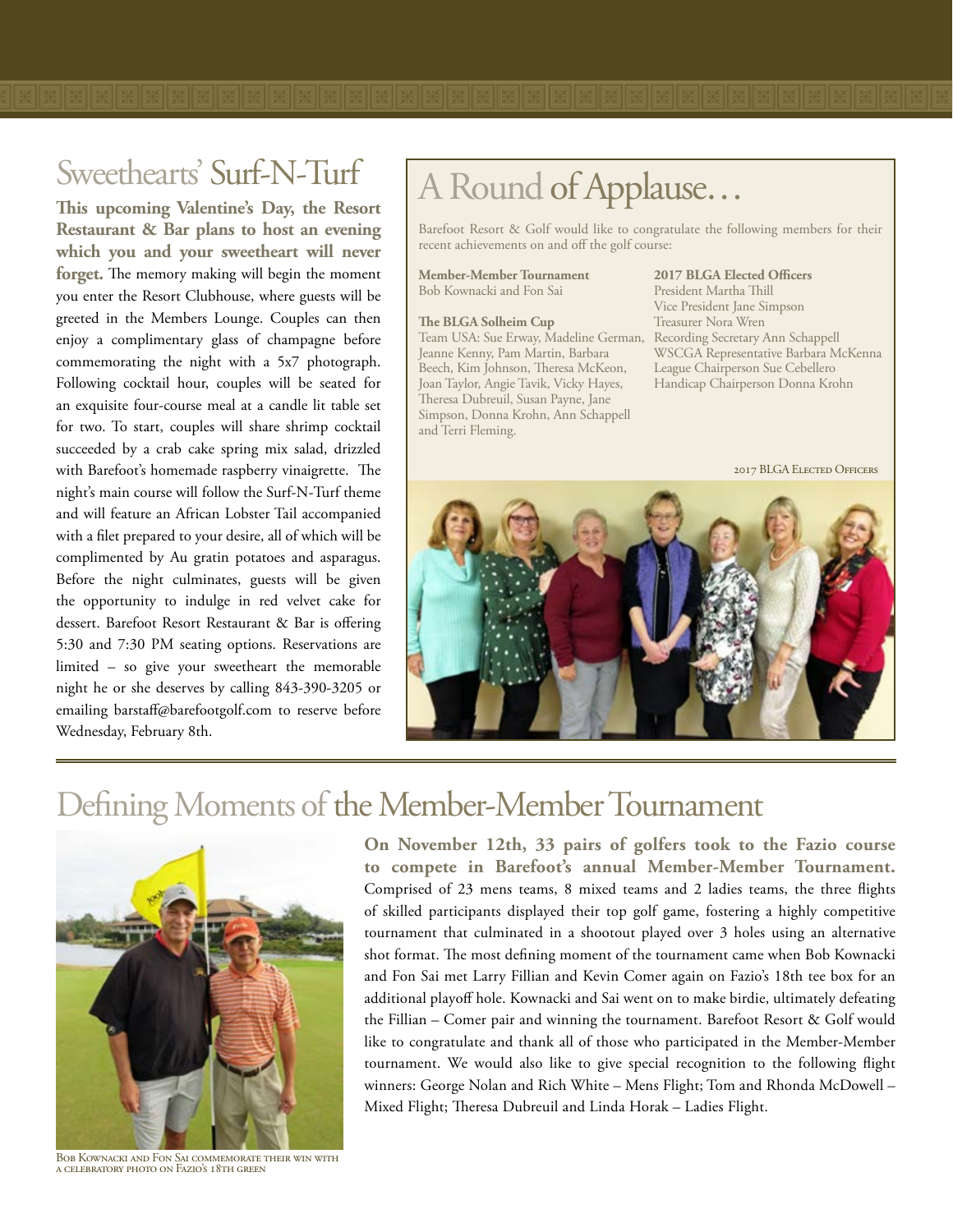## Sweethearts' Surf-N-Turf

**This upcoming Valentine's Day, the Resort Restaurant & Bar plans to host an evening which you and your sweetheart will never forget.** The memory making will begin the moment you enter the Resort Clubhouse, where guests will be greeted in the Members Lounge. Couples can then enjoy a complimentary glass of champagne before commemorating the night with a 5x7 photograph. Following cocktail hour, couples will be seated for an exquisite four-course meal at a candle lit table set for two. To start, couples will share shrimp cocktail succeeded by a crab cake spring mix salad, drizzled with Barefoot's homemade raspberry vinaigrette. The night's main course will follow the Surf-N-Turf theme and will feature an African Lobster Tail accompanied with a filet prepared to your desire, all of which will be complimented by Au gratin potatoes and asparagus. Before the night culminates, guests will be given the opportunity to indulge in red velvet cake for dessert. Barefoot Resort Restaurant & Bar is offering 5:30 and 7:30 PM seating options. Reservations are limited – so give your sweetheart the memorable night he or she deserves by calling 843-390-3205 or emailing barstaff@barefootgolf.com to reserve before Wednesday, February 8th.

## A Round of Applause…

Barefoot Resort & Golf would like to congratulate the following members for their recent achievements on and off the golf course:

**Member-Member Tournament**
Bob Kownacki and Fon Sai

**The BLGA Solheim Cup**
Team USA: Sue Erway, Madeline German, Jeanne Kenny, Pam Martin, Barbara Beech, Kim Johnson, Theresa McKeon, Joan Taylor, Angie Tavik, Vicky Hayes, Theresa Dubreuil, Susan Payne, Jane Simpson, Donna Krohn, Ann Schappell and Terri Fleming.

**2017 BLGA Elected Officers**
President Martha Thill
Vice President Jane Simpson
Treasurer Nora Wren
Recording Secretary Ann Schappell
WSCGA Representative Barbara McKenna
League Chairperson Sue Cebellero
Handicap Chairperson Donna Krohn

2017 BLGA Elected Officers

## Defining Moments of the Member-Member Tournament

**On November 12th, 33 pairs of golfers took to the Fazio course to compete in Barefoot's annual Member-Member Tournament.** Comprised of 23 mens teams, 8 mixed teams and 2 ladies teams, the three flights of skilled participants displayed their top golf game, fostering a highly competitive tournament that culminated in a shootout played over 3 holes using an alternative shot format. The most defining moment of the tournament came when Bob Kownacki and Fon Sai met Larry Fillian and Kevin Comer again on Fazio's 18th tee box for an additional playoff hole. Kownacki and Sai went on to make birdie, ultimately defeating the Fillian – Comer pair and winning the tournament. Barefoot Resort & Golf would like to congratulate and thank all of those who participated in the Member-Member tournament. We would also like to give special recognition to the following flight winners: George Nolan and Rich White – Mens Flight; Tom and Rhonda McDowell – Mixed Flight; Theresa Dubreuil and Linda Horak – Ladies Flight.

Bob Kownacki and Fon Sai commemorate their win with a celebratory photo on Fazio's 18th green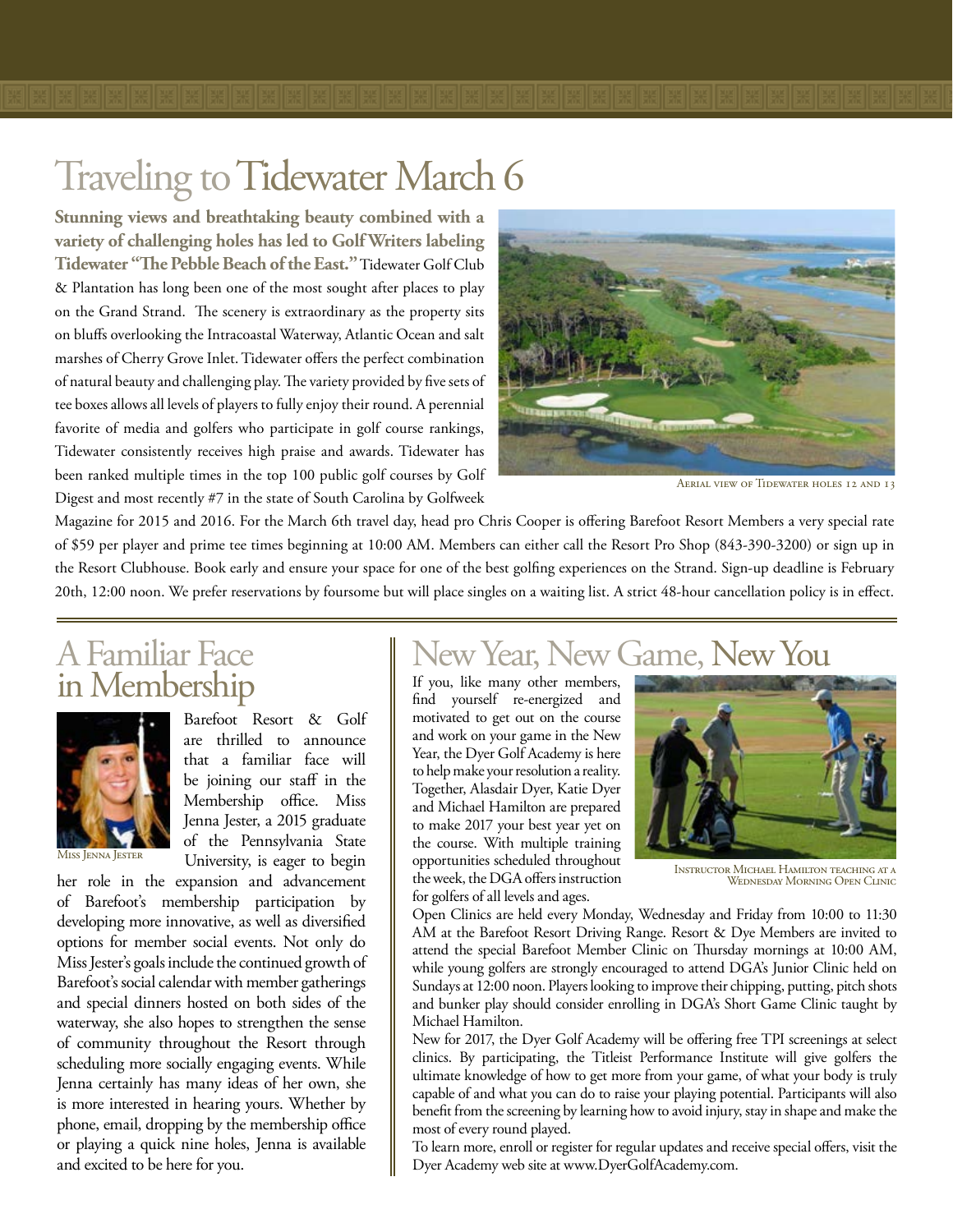# Traveling to Tidewater March 6

**Stunning views and breathtaking beauty combined with a variety of challenging holes has led to Golf Writers labeling Tidewater "The Pebble Beach of the East."** Tidewater Golf Club & Plantation has long been one of the most sought after places to play on the Grand Strand. The scenery is extraordinary as the property sits on bluffs overlooking the Intracoastal Waterway, Atlantic Ocean and salt marshes of Cherry Grove Inlet. Tidewater offers the perfect combination of natural beauty and challenging play. The variety provided by five sets of tee boxes allows all levels of players to fully enjoy their round. A perennial favorite of media and golfers who participate in golf course rankings, Tidewater consistently receives high praise and awards. Tidewater has been ranked multiple times in the top 100 public golf courses by Golf Digest and most recently #7 in the state of South Carolina by Golfweek Magazine for 2015 and 2016. For the March 6th travel day, head pro Chris Cooper is offering Barefoot Resort Members a very special rate of $59 per player and prime tee times beginning at 10:00 AM. Members can either call the Resort Pro Shop (843-390-3200) or sign up in the Resort Clubhouse. Book early and ensure your space for one of the best golfing experiences on the Strand. Sign-up deadline is February 20th, 12:00 noon. We prefer reservations by foursome but will place singles on a waiting list. A strict 48-hour cancellation policy is in effect.

Aerial view of Tidewater holes 12 and 13

## A Familiar Face in Membership

Miss Jenna Jester

Barefoot Resort & Golf are thrilled to announce that a familiar face will be joining our staff in the Membership office. Miss Jenna Jester, a 2015 graduate of the Pennsylvania State University, is eager to begin her role in the expansion and advancement of Barefoot's membership participation by developing more innovative, as well as diversified options for member social events. Not only do Miss Jester's goals include the continued growth of Barefoot's social calendar with member gatherings and special dinners hosted on both sides of the waterway, she also hopes to strengthen the sense of community throughout the Resort through scheduling more socially engaging events. While Jenna certainly has many ideas of her own, she is more interested in hearing yours. Whether by phone, email, dropping by the membership office or playing a quick nine holes, Jenna is available and excited to be here for you.

## New Year, New Game, New You

If you, like many other members, find yourself re-energized and motivated to get out on the course and work on your game in the New Year, the Dyer Golf Academy is here to help make your resolution a reality. Together, Alasdair Dyer, Katie Dyer and Michael Hamilton are prepared to make 2017 your best year yet on the course. With multiple training opportunities scheduled throughout the week, the DGA offers instruction for golfers of all levels and ages.

Instructor Michael Hamilton teaching at a Wednesday Morning Open Clinic

Open Clinics are held every Monday, Wednesday and Friday from 10:00 to 11:30 AM at the Barefoot Resort Driving Range. Resort & Dye Members are invited to attend the special Barefoot Member Clinic on Thursday mornings at 10:00 AM, while young golfers are strongly encouraged to attend DGA's Junior Clinic held on Sundays at 12:00 noon. Players looking to improve their chipping, putting, pitch shots and bunker play should consider enrolling in DGA's Short Game Clinic taught by Michael Hamilton.

New for 2017, the Dyer Golf Academy will be offering free TPI screenings at select clinics. By participating, the Titleist Performance Institute will give golfers the ultimate knowledge of how to get more from your game, of what your body is truly capable of and what you can do to raise your playing potential. Participants will also benefit from the screening by learning how to avoid injury, stay in shape and make the most of every round played.

To learn more, enroll or register for regular updates and receive special offers, visit the Dyer Academy web site at www.DyerGolfAcademy.com.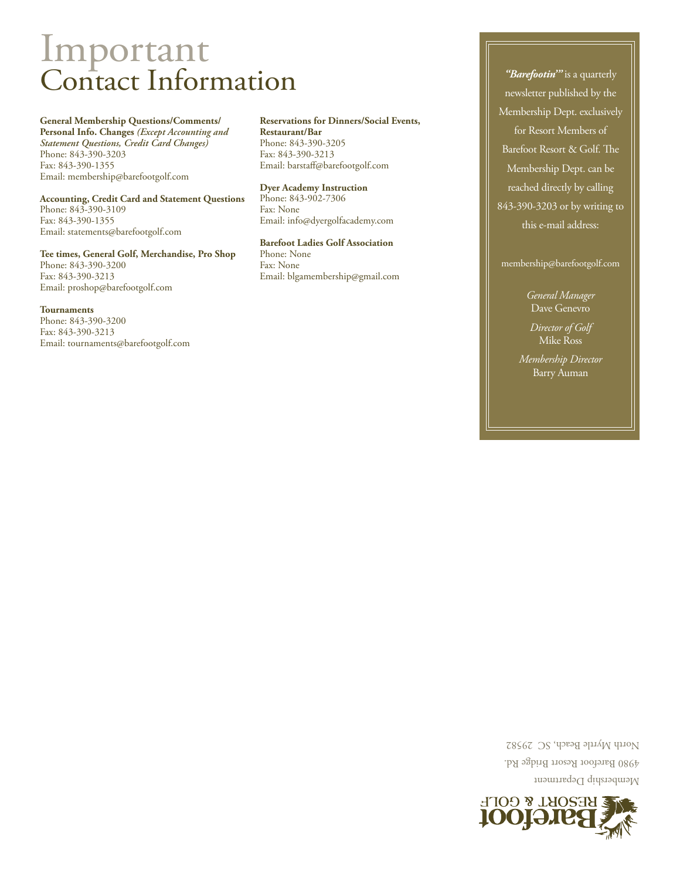# Important Contact Information

**General Membership Questions/Comments/ Personal Info. Changes** ***(Except Accounting and Statement Questions, Credit Card Changes)***
Phone: 843-390-3203
Fax: 843-390-1355
Email: membership@barefootgolf.com

**Accounting, Credit Card and Statement Questions**
Phone: 843-390-3109
Fax: 843-390-1355
Email: statements@barefootgolf.com

**Tee times, General Golf, Merchandise, Pro Shop**
Phone: 843-390-3200
Fax: 843-390-3213
Email: proshop@barefootgolf.com

**Tournaments**
Phone: 843-390-3200
Fax: 843-390-3213
Email: tournaments@barefootgolf.com

**Reservations for Dinners/Social Events, Restaurant/Bar**
Phone: 843-390-3205
Fax: 843-390-3213
Email: barstaff@barefootgolf.com

**Dyer Academy Instruction**
Phone: 843-902-7306
Fax: None
Email: info@dyergolfacademy.com

**Barefoot Ladies Golf Association**
Phone: None
Fax: None
Email: blgamembership@gmail.com

***"Barefootin'"*** is a quarterly newsletter published by the Membership Dept. exclusively for Resort Members of Barefoot Resort & Golf. The Membership Dept. can be reached directly by calling 843-390-3203 or by writing to this e-mail address:

membership@barefootgolf.com

*General Manager*
Dave Genevro

*Director of Golf*
Mike Ross

*Membership Director*
Barry Auman

Barefoot Resort & Golf
Membership Department
4980 Barefoot Resort Bridge Rd.
North Myrtle Beach, SC 29582